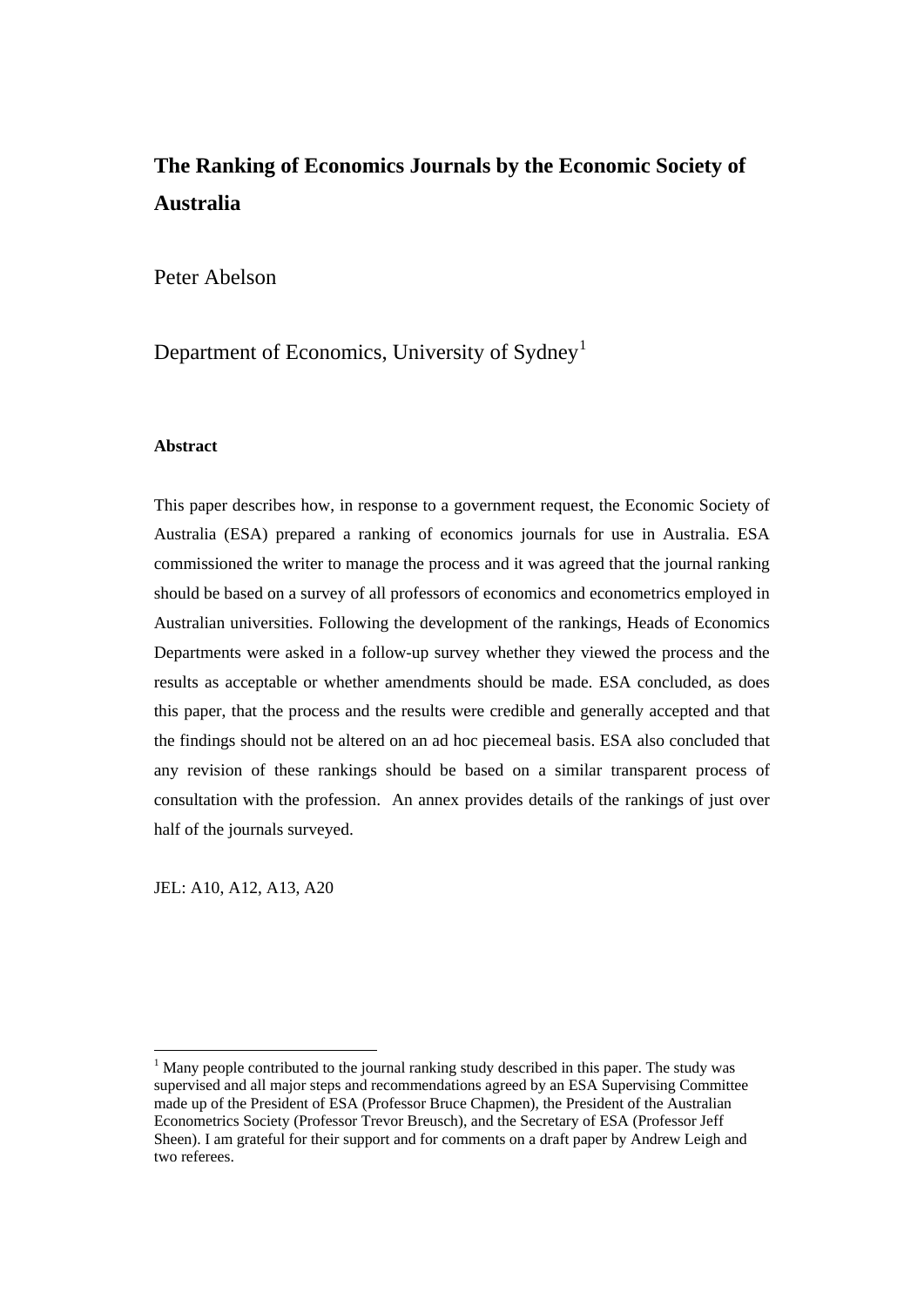# The Ranking of Economics Journals by the Economic Society of Australia

Peter Abelson

Department of Economics, University of Sydney[1]

### Abstract

This paper describes how, in response to a government request, the Economic Society of Australia (ESA) prepared a ranking of economics journals for use in Australia. ESA commissioned the writer to manage the process and it was agreed that the journal ranking should be based on a survey of all professors of economics and econometrics employed in Australian universities. Following the development of the rankings, Heads of Economics Departments were asked in a follow-up survey whether they viewed the process and the results as acceptable or whether amendments should be made. ESA concluded, as does this paper, that the process and the results were credible and generally accepted and that the findings should not be altered on an ad hoc piecemeal basis. ESA also concluded that any revision of these rankings should be based on a similar transparent process of consultation with the profession. An annex provides details of the rankings of just over half of the journals surveyed.

JEL: A10, A12, A13, A20

---

[1] Many people contributed to the journal ranking study described in this paper. The study was supervised and all major steps and recommendations agreed by an ESA Supervising Committee made up of the President of ESA (Professor Bruce Chapmen), the President of the Australian Econometrics Society (Professor Trevor Breusch), and the Secretary of ESA (Professor Jeff Sheen). I am grateful for their support and for comments on a draft paper by Andrew Leigh and two referees.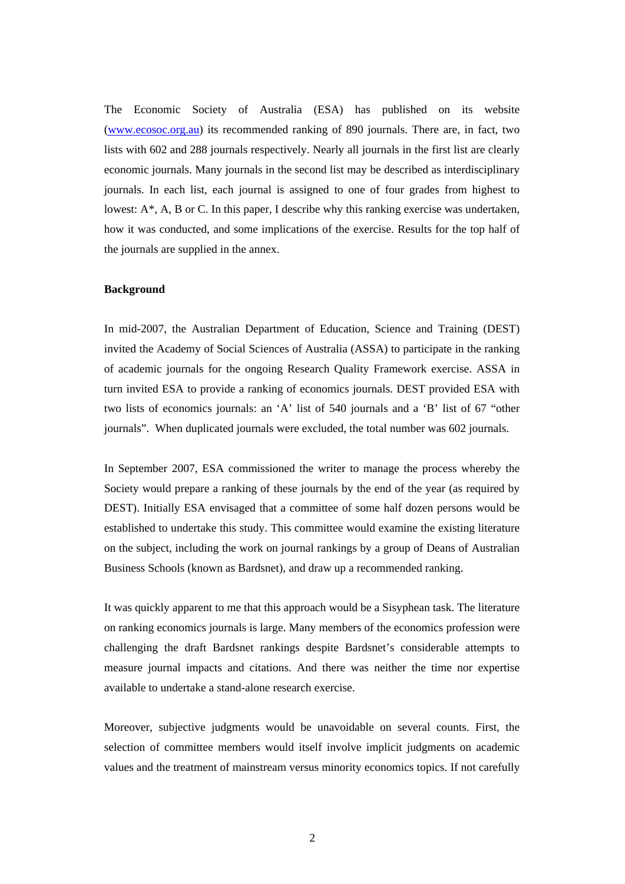The Economic Society of Australia (ESA) has published on its website ([www.ecosoc.org.au](http://www.ecosoc.org.au)) its recommended ranking of 890 journals. There are, in fact, two lists with 602 and 288 journals respectively. Nearly all journals in the first list are clearly economic journals. Many journals in the second list may be described as interdisciplinary journals. In each list, each journal is assigned to one of four grades from highest to lowest: A*, A, B or C. In this paper, I describe why this ranking exercise was undertaken, how it was conducted, and some implications of the exercise. Results for the top half of the journals are supplied in the annex.

**Background**

In mid-2007, the Australian Department of Education, Science and Training (DEST) invited the Academy of Social Sciences of Australia (ASSA) to participate in the ranking of academic journals for the ongoing Research Quality Framework exercise. ASSA in turn invited ESA to provide a ranking of economics journals. DEST provided ESA with two lists of economics journals: an 'A' list of 540 journals and a 'B' list of 67 "other journals". When duplicated journals were excluded, the total number was 602 journals.

In September 2007, ESA commissioned the writer to manage the process whereby the Society would prepare a ranking of these journals by the end of the year (as required by DEST). Initially ESA envisaged that a committee of some half dozen persons would be established to undertake this study. This committee would examine the existing literature on the subject, including the work on journal rankings by a group of Deans of Australian Business Schools (known as Bardsnet), and draw up a recommended ranking.

It was quickly apparent to me that this approach would be a Sisyphean task. The literature on ranking economics journals is large. Many members of the economics profession were challenging the draft Bardsnet rankings despite Bardsnet's considerable attempts to measure journal impacts and citations. And there was neither the time nor expertise available to undertake a stand-alone research exercise.

Moreover, subjective judgments would be unavoidable on several counts. First, the selection of committee members would itself involve implicit judgments on academic values and the treatment of mainstream versus minority economics topics. If not carefully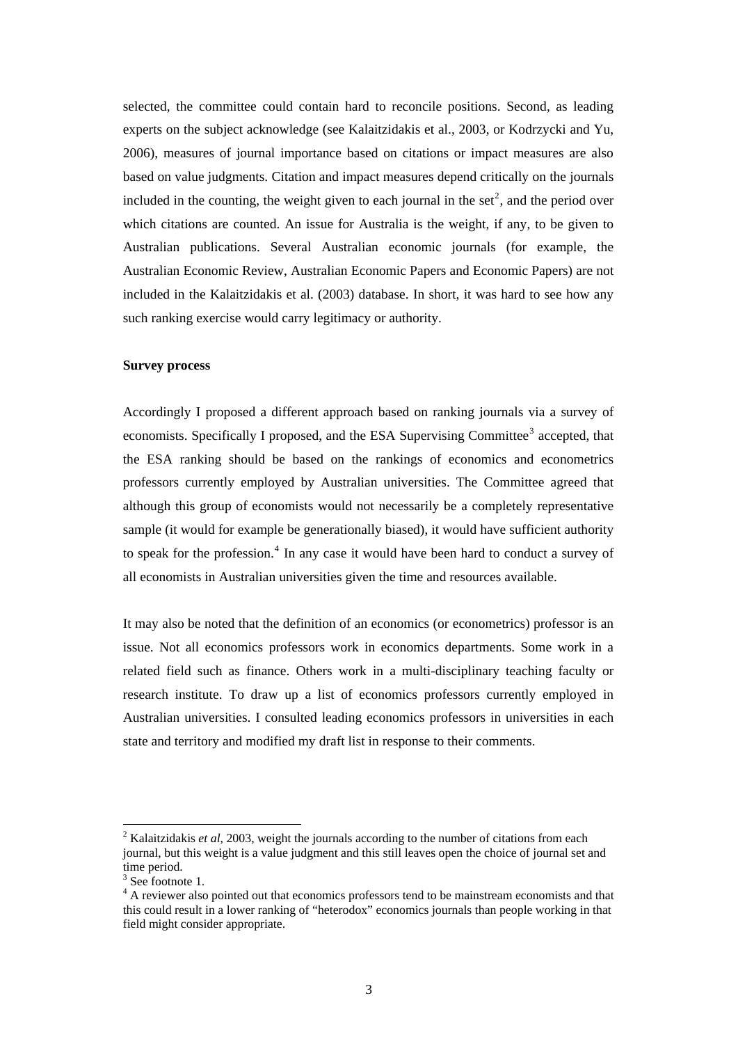selected, the committee could contain hard to reconcile positions. Second, as leading experts on the subject acknowledge (see Kalaitzidakis et al., 2003, or Kodrzycki and Yu, 2006), measures of journal importance based on citations or impact measures are also based on value judgments. Citation and impact measures depend critically on the journals included in the counting, the weight given to each journal in the set[2], and the period over which citations are counted. An issue for Australia is the weight, if any, to be given to Australian publications. Several Australian economic journals (for example, the Australian Economic Review, Australian Economic Papers and Economic Papers) are not included in the Kalaitzidakis et al. (2003) database. In short, it was hard to see how any such ranking exercise would carry legitimacy or authority.

**Survey process**

Accordingly I proposed a different approach based on ranking journals via a survey of economists. Specifically I proposed, and the ESA Supervising Committee[3] accepted, that the ESA ranking should be based on the rankings of economics and econometrics professors currently employed by Australian universities. The Committee agreed that although this group of economists would not necessarily be a completely representative sample (it would for example be generationally biased), it would have sufficient authority to speak for the profession.[4] In any case it would have been hard to conduct a survey of all economists in Australian universities given the time and resources available.

It may also be noted that the definition of an economics (or econometrics) professor is an issue. Not all economics professors work in economics departments. Some work in a related field such as finance. Others work in a multi-disciplinary teaching faculty or research institute. To draw up a list of economics professors currently employed in Australian universities. I consulted leading economics professors in universities in each state and territory and modified my draft list in response to their comments.

---

[2] Kalaitzidakis *et al*, 2003, weight the journals according to the number of citations from each journal, but this weight is a value judgment and this still leaves open the choice of journal set and time period.

[3] See footnote 1.

[4] A reviewer also pointed out that economics professors tend to be mainstream economists and that this could result in a lower ranking of "heterodox" economics journals than people working in that field might consider appropriate.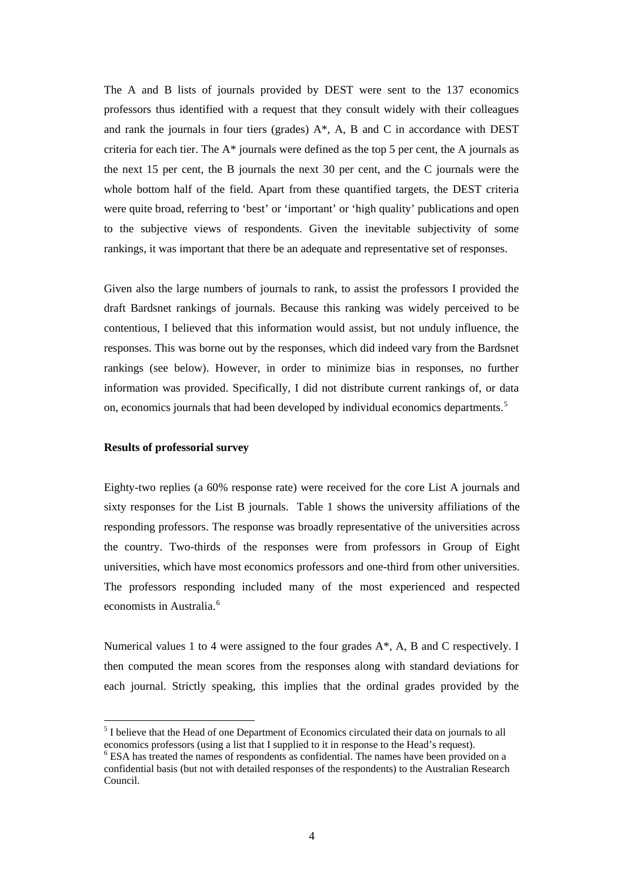The A and B lists of journals provided by DEST were sent to the 137 economics professors thus identified with a request that they consult widely with their colleagues and rank the journals in four tiers (grades) A*, A, B and C in accordance with DEST criteria for each tier. The A* journals were defined as the top 5 per cent, the A journals as the next 15 per cent, the B journals the next 30 per cent, and the C journals were the whole bottom half of the field. Apart from these quantified targets, the DEST criteria were quite broad, referring to 'best' or 'important' or 'high quality' publications and open to the subjective views of respondents. Given the inevitable subjectivity of some rankings, it was important that there be an adequate and representative set of responses.

Given also the large numbers of journals to rank, to assist the professors I provided the draft Bardsnet rankings of journals. Because this ranking was widely perceived to be contentious, I believed that this information would assist, but not unduly influence, the responses. This was borne out by the responses, which did indeed vary from the Bardsnet rankings (see below). However, in order to minimize bias in responses, no further information was provided. Specifically, I did not distribute current rankings of, or data on, economics journals that had been developed by individual economics departments.[5]

**Results of professorial survey**

Eighty-two replies (a 60% response rate) were received for the core List A journals and sixty responses for the List B journals. Table 1 shows the university affiliations of the responding professors. The response was broadly representative of the universities across the country. Two-thirds of the responses were from professors in Group of Eight universities, which have most economics professors and one-third from other universities. The professors responding included many of the most experienced and respected economists in Australia.[6]

Numerical values 1 to 4 were assigned to the four grades A*, A, B and C respectively. I then computed the mean scores from the responses along with standard deviations for each journal. Strictly speaking, this implies that the ordinal grades provided by the

[5] I believe that the Head of one Department of Economics circulated their data on journals to all economics professors (using a list that I supplied to it in response to the Head's request).

[6] ESA has treated the names of respondents as confidential. The names have been provided on a confidential basis (but not with detailed responses of the respondents) to the Australian Research Council.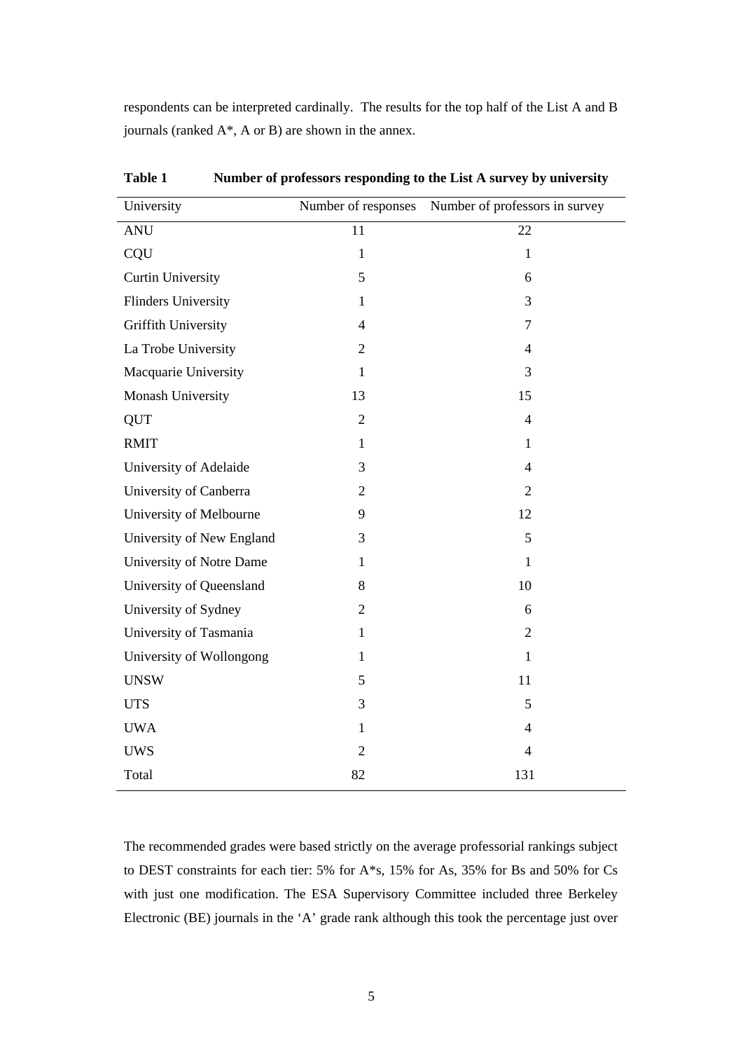respondents can be interpreted cardinally. The results for the top half of the List A and B journals (ranked A*, A or B) are shown in the annex.

**Table 1 Number of professors responding to the List A survey by university**

| University | Number of responses | Number of professors in survey |
|---|---|---|
| ANU | 11 | 22 |
| CQU | 1 | 1 |
| Curtin University | 5 | 6 |
| Flinders University | 1 | 3 |
| Griffith University | 4 | 7 |
| La Trobe University | 2 | 4 |
| Macquarie University | 1 | 3 |
| Monash University | 13 | 15 |
| QUT | 2 | 4 |
| RMIT | 1 | 1 |
| University of Adelaide | 3 | 4 |
| University of Canberra | 2 | 2 |
| University of Melbourne | 9 | 12 |
| University of New England | 3 | 5 |
| University of Notre Dame | 1 | 1 |
| University of Queensland | 8 | 10 |
| University of Sydney | 2 | 6 |
| University of Tasmania | 1 | 2 |
| University of Wollongong | 1 | 1 |
| UNSW | 5 | 11 |
| UTS | 3 | 5 |
| UWA | 1 | 4 |
| UWS | 2 | 4 |
| Total | 82 | 131 |

The recommended grades were based strictly on the average professorial rankings subject to DEST constraints for each tier: 5% for A*s, 15% for As, 35% for Bs and 50% for Cs with just one modification. The ESA Supervisory Committee included three Berkeley Electronic (BE) journals in the 'A' grade rank although this took the percentage just over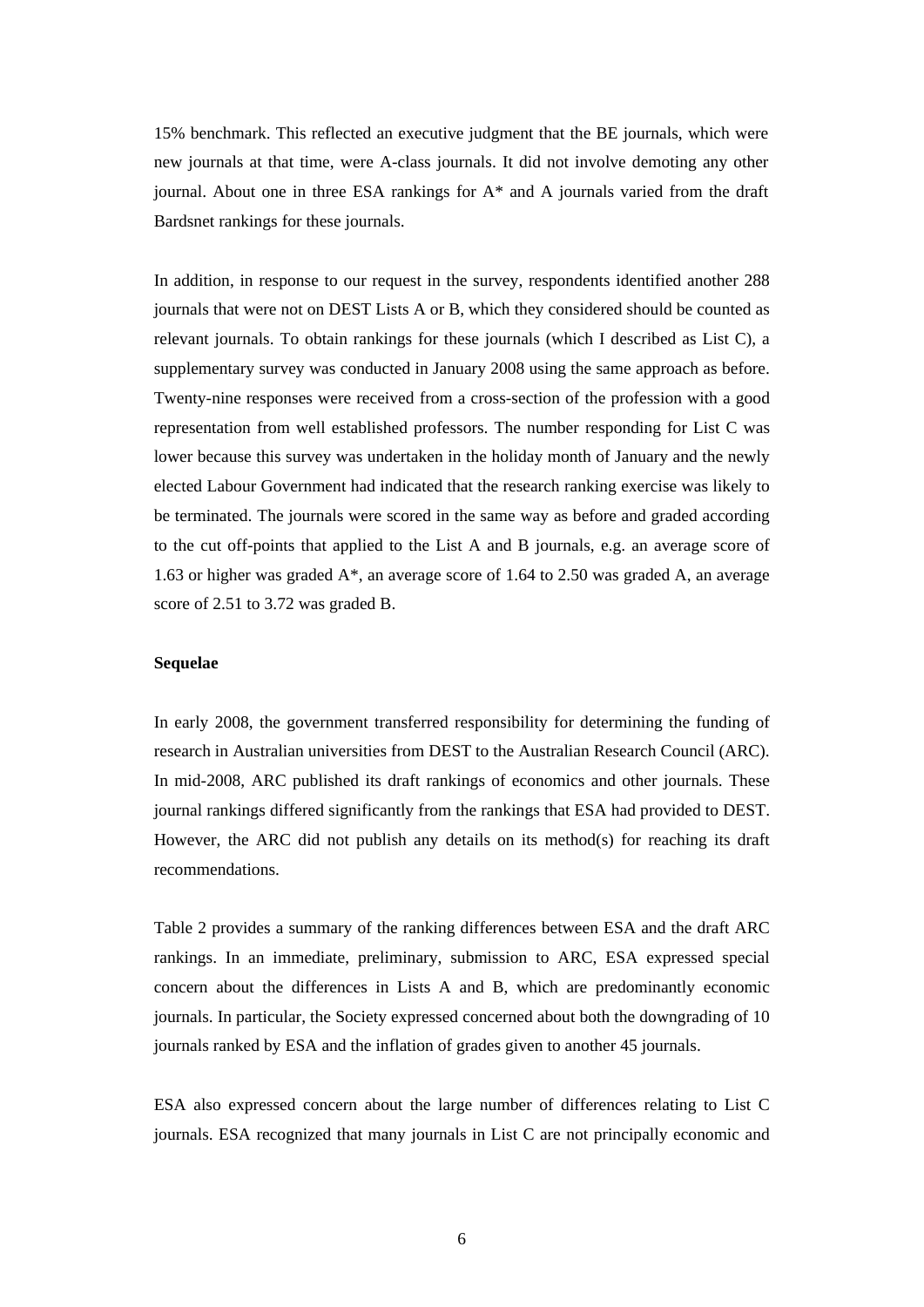15% benchmark. This reflected an executive judgment that the BE journals, which were new journals at that time, were A-class journals. It did not involve demoting any other journal. About one in three ESA rankings for A* and A journals varied from the draft Bardsnet rankings for these journals.

In addition, in response to our request in the survey, respondents identified another 288 journals that were not on DEST Lists A or B, which they considered should be counted as relevant journals. To obtain rankings for these journals (which I described as List C), a supplementary survey was conducted in January 2008 using the same approach as before. Twenty-nine responses were received from a cross-section of the profession with a good representation from well established professors. The number responding for List C was lower because this survey was undertaken in the holiday month of January and the newly elected Labour Government had indicated that the research ranking exercise was likely to be terminated. The journals were scored in the same way as before and graded according to the cut off-points that applied to the List A and B journals, e.g. an average score of 1.63 or higher was graded A*, an average score of 1.64 to 2.50 was graded A, an average score of 2.51 to 3.72 was graded B.

**Sequelae**

In early 2008, the government transferred responsibility for determining the funding of research in Australian universities from DEST to the Australian Research Council (ARC). In mid-2008, ARC published its draft rankings of economics and other journals. These journal rankings differed significantly from the rankings that ESA had provided to DEST. However, the ARC did not publish any details on its method(s) for reaching its draft recommendations.

Table 2 provides a summary of the ranking differences between ESA and the draft ARC rankings. In an immediate, preliminary, submission to ARC, ESA expressed special concern about the differences in Lists A and B, which are predominantly economic journals. In particular, the Society expressed concerned about both the downgrading of 10 journals ranked by ESA and the inflation of grades given to another 45 journals.

ESA also expressed concern about the large number of differences relating to List C journals. ESA recognized that many journals in List C are not principally economic and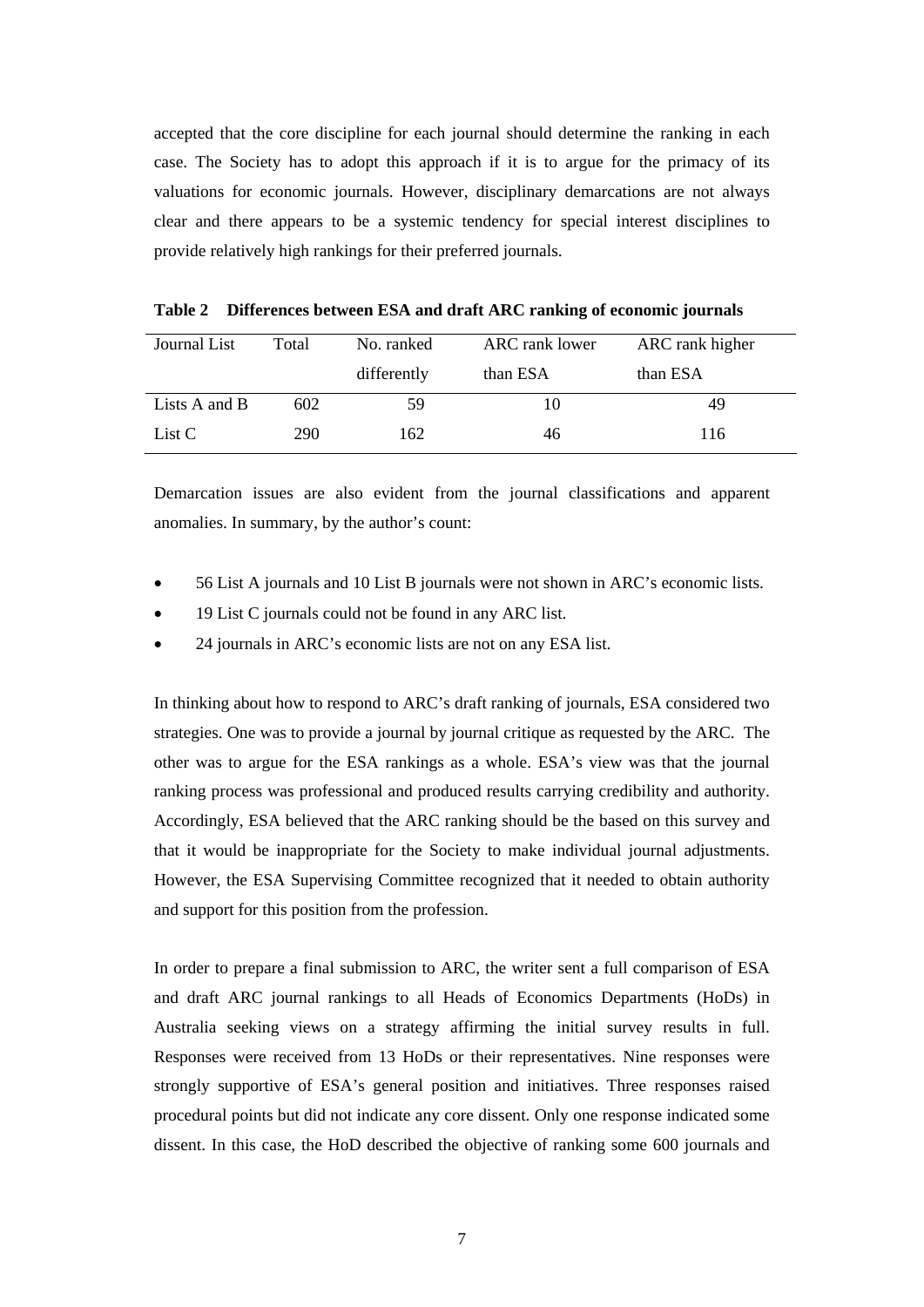accepted that the core discipline for each journal should determine the ranking in each case. The Society has to adopt this approach if it is to argue for the primacy of its valuations for economic journals. However, disciplinary demarcations are not always clear and there appears to be a systemic tendency for special interest disciplines to provide relatively high rankings for their preferred journals.

**Table 2 Differences between ESA and draft ARC ranking of economic journals**

| Journal List | Total | No. ranked differently | ARC rank lower than ESA | ARC rank higher than ESA |
|---|---|---|---|---|
| Lists A and B | 602 | 59 | 10 | 49 |
| List C | 290 | 162 | 46 | 116 |

Demarcation issues are also evident from the journal classifications and apparent anomalies. In summary, by the author's count:

- 56 List A journals and 10 List B journals were not shown in ARC's economic lists.
- 19 List C journals could not be found in any ARC list.
- 24 journals in ARC's economic lists are not on any ESA list.

In thinking about how to respond to ARC's draft ranking of journals, ESA considered two strategies. One was to provide a journal by journal critique as requested by the ARC. The other was to argue for the ESA rankings as a whole. ESA's view was that the journal ranking process was professional and produced results carrying credibility and authority. Accordingly, ESA believed that the ARC ranking should be the based on this survey and that it would be inappropriate for the Society to make individual journal adjustments. However, the ESA Supervising Committee recognized that it needed to obtain authority and support for this position from the profession.

In order to prepare a final submission to ARC, the writer sent a full comparison of ESA and draft ARC journal rankings to all Heads of Economics Departments (HoDs) in Australia seeking views on a strategy affirming the initial survey results in full. Responses were received from 13 HoDs or their representatives. Nine responses were strongly supportive of ESA's general position and initiatives. Three responses raised procedural points but did not indicate any core dissent. Only one response indicated some dissent. In this case, the HoD described the objective of ranking some 600 journals and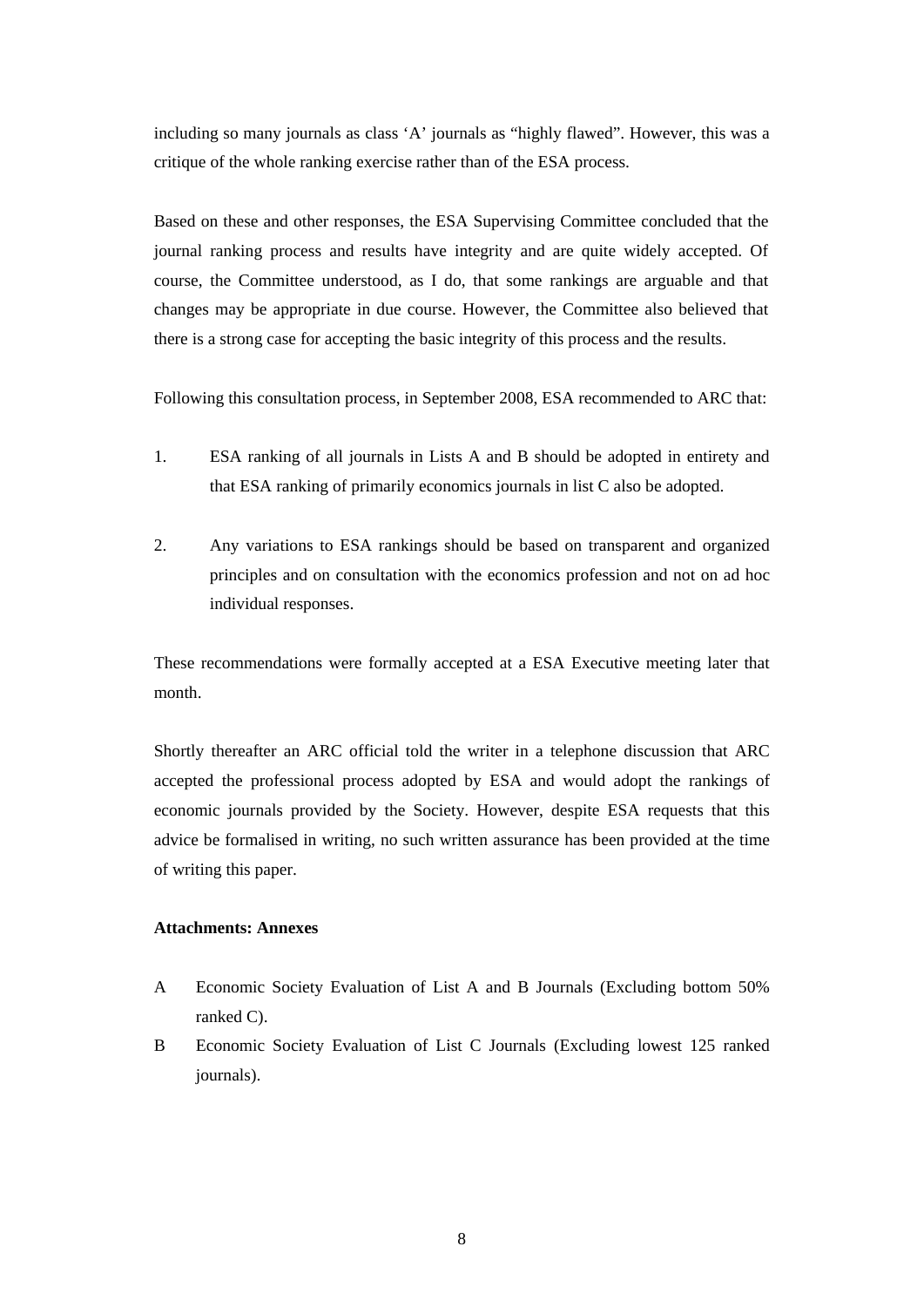including so many journals as class 'A' journals as "highly flawed". However, this was a critique of the whole ranking exercise rather than of the ESA process.

Based on these and other responses, the ESA Supervising Committee concluded that the journal ranking process and results have integrity and are quite widely accepted. Of course, the Committee understood, as I do, that some rankings are arguable and that changes may be appropriate in due course. However, the Committee also believed that there is a strong case for accepting the basic integrity of this process and the results.

Following this consultation process, in September 2008, ESA recommended to ARC that:

1. ESA ranking of all journals in Lists A and B should be adopted in entirety and that ESA ranking of primarily economics journals in list C also be adopted.

2. Any variations to ESA rankings should be based on transparent and organized principles and on consultation with the economics profession and not on ad hoc individual responses.

These recommendations were formally accepted at a ESA Executive meeting later that month.

Shortly thereafter an ARC official told the writer in a telephone discussion that ARC accepted the professional process adopted by ESA and would adopt the rankings of economic journals provided by the Society. However, despite ESA requests that this advice be formalised in writing, no such written assurance has been provided at the time of writing this paper.

**Attachments: Annexes**

A Economic Society Evaluation of List A and B Journals (Excluding bottom 50% ranked C).

B Economic Society Evaluation of List C Journals (Excluding lowest 125 ranked journals).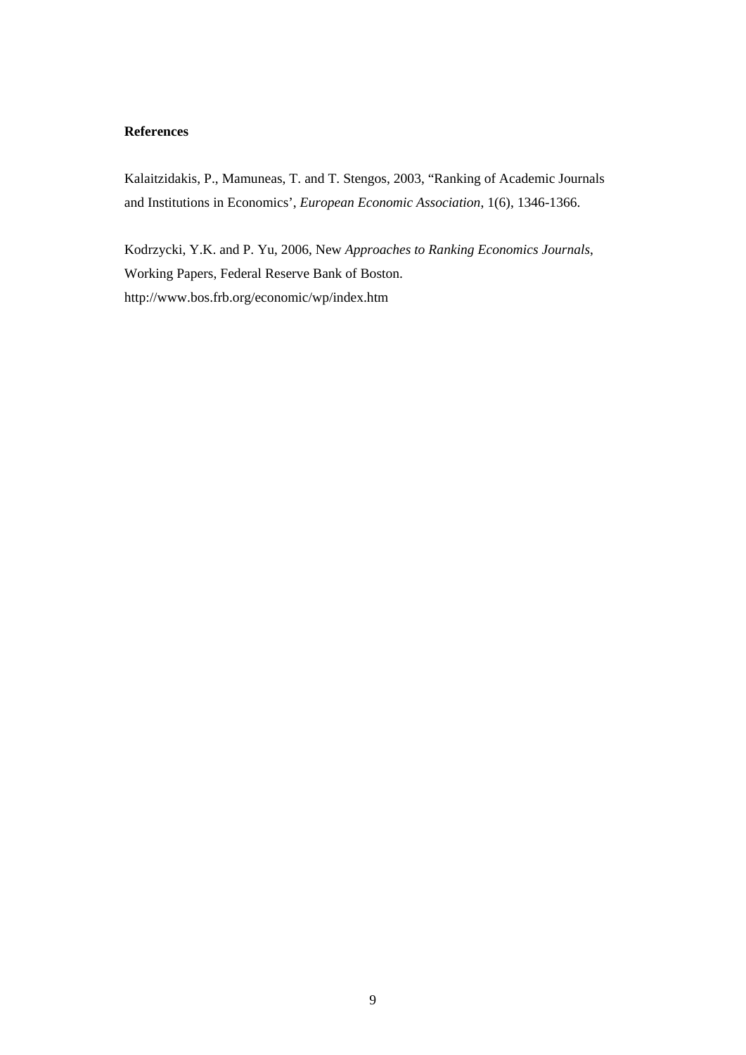**References**

Kalaitzidakis, P., Mamuneas, T. and T. Stengos, 2003, "Ranking of Academic Journals and Institutions in Economics', *European Economic Association*, 1(6), 1346-1366.

Kodrzycki, Y.K. and P. Yu, 2006, New *Approaches to Ranking Economics Journals*, Working Papers, Federal Reserve Bank of Boston.
http://www.bos.frb.org/economic/wp/index.htm